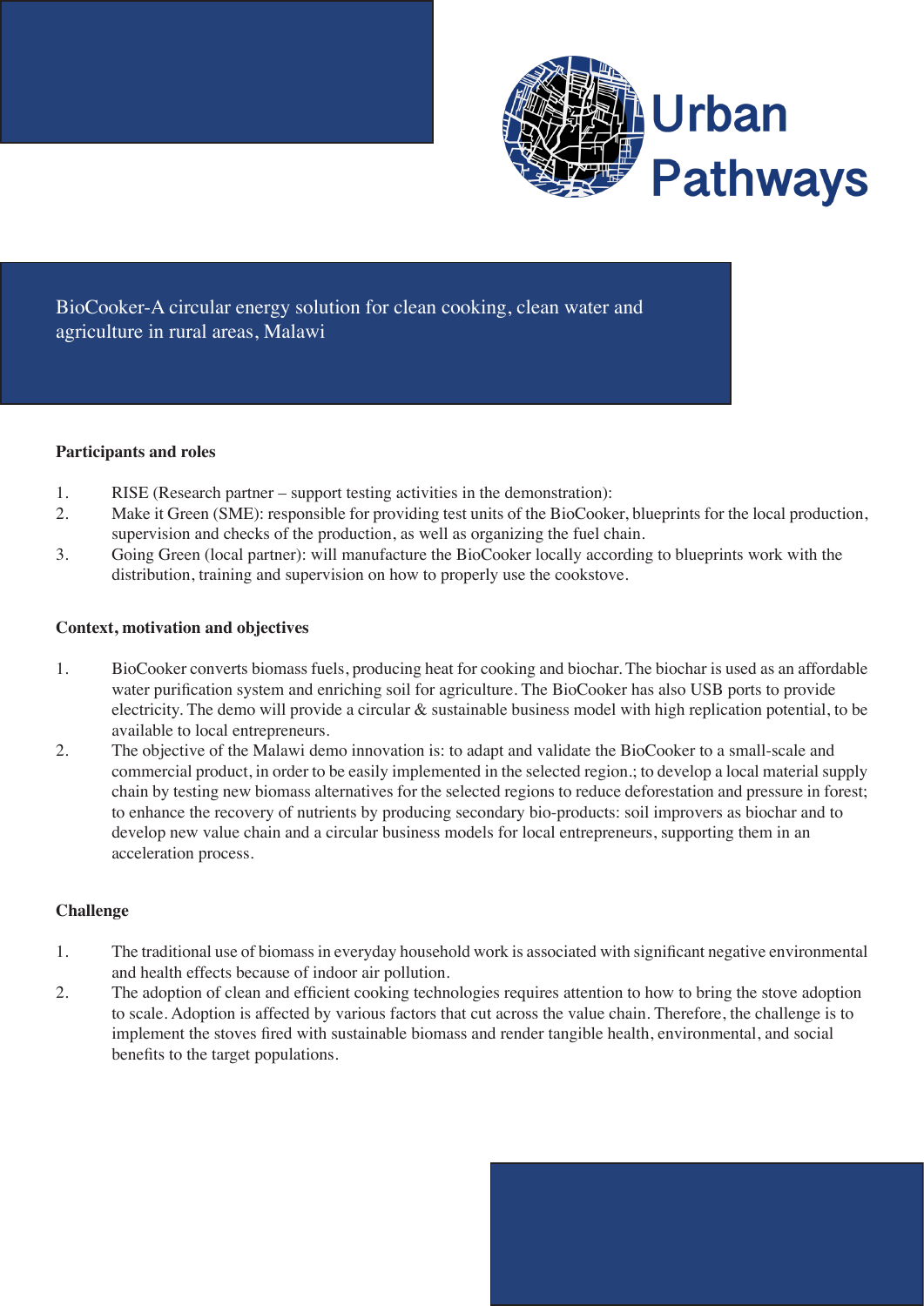Urban Pathways

# BioCooker-A circular energy solution for clean cooking, clean water and agriculture in rural areas, Malawi

**Participants and roles**

1. RISE (Research partner – support testing activities in the demonstration):
2. Make it Green (SME): responsible for providing test units of the BioCooker, blueprints for the local production, supervision and checks of the production, as well as organizing the fuel chain.
3. Going Green (local partner): will manufacture the BioCooker locally according to blueprints work with the distribution, training and supervision on how to properly use the cookstove.

**Context, motivation and objectives**

1. BioCooker converts biomass fuels, producing heat for cooking and biochar. The biochar is used as an affordable water purification system and enriching soil for agriculture. The BioCooker has also USB ports to provide electricity. The demo will provide a circular & sustainable business model with high replication potential, to be available to local entrepreneurs.
2. The objective of the Malawi demo innovation is: to adapt and validate the BioCooker to a small-scale and commercial product, in order to be easily implemented in the selected region.; to develop a local material supply chain by testing new biomass alternatives for the selected regions to reduce deforestation and pressure in forest; to enhance the recovery of nutrients by producing secondary bio-products: soil improvers as biochar and to develop new value chain and a circular business models for local entrepreneurs, supporting them in an acceleration process.

**Challenge**

1. The traditional use of biomass in everyday household work is associated with significant negative environmental and health effects because of indoor air pollution.
2. The adoption of clean and efficient cooking technologies requires attention to how to bring the stove adoption to scale. Adoption is affected by various factors that cut across the value chain. Therefore, the challenge is to implement the stoves fired with sustainable biomass and render tangible health, environmental, and social benefits to the target populations.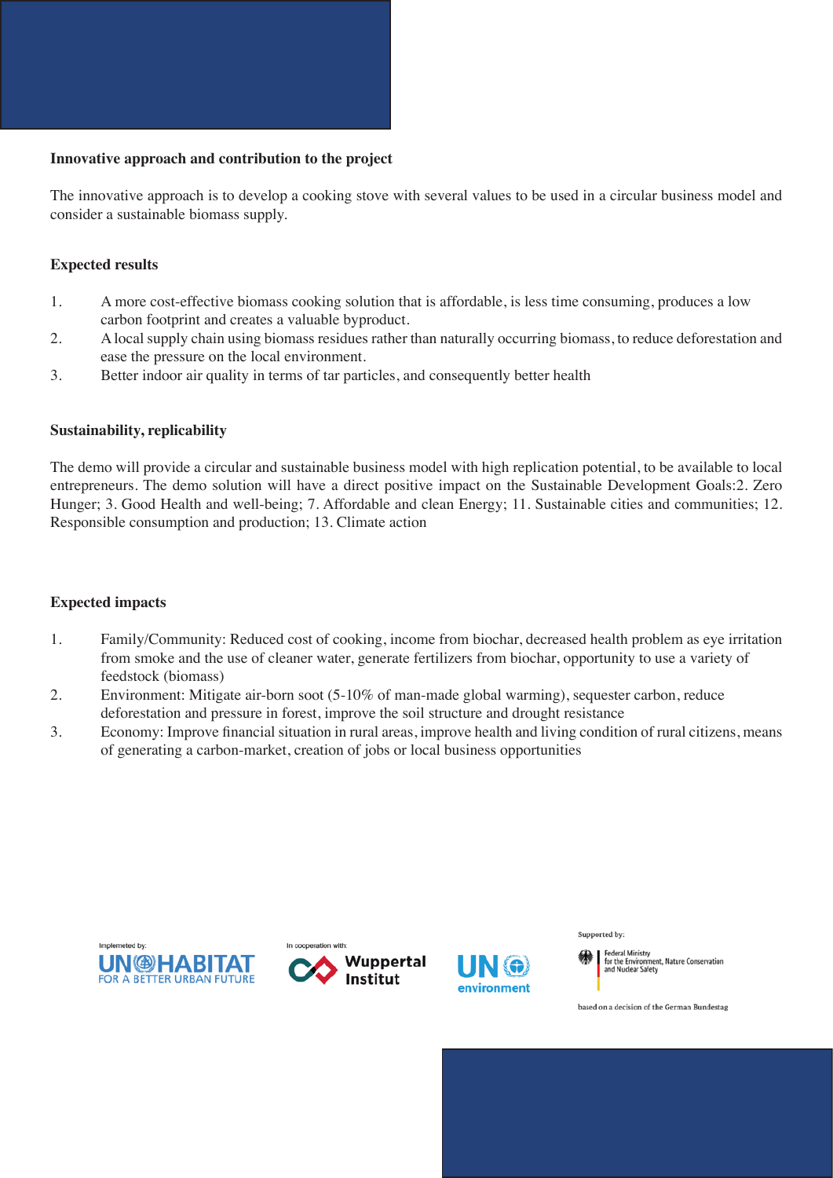## Innovative approach and contribution to the project

The innovative approach is to develop a cooking stove with several values to be used in a circular business model and consider a sustainable biomass supply.

## Expected results

1. A more cost-effective biomass cooking solution that is affordable, is less time consuming, produces a low carbon footprint and creates a valuable byproduct.
2. A local supply chain using biomass residues rather than naturally occurring biomass, to reduce deforestation and ease the pressure on the local environment.
3. Better indoor air quality in terms of tar particles, and consequently better health

## Sustainability, replicability

The demo will provide a circular and sustainable business model with high replication potential, to be available to local entrepreneurs. The demo solution will have a direct positive impact on the Sustainable Development Goals:2. Zero Hunger; 3. Good Health and well-being; 7. Affordable and clean Energy; 11. Sustainable cities and communities; 12. Responsible consumption and production; 13. Climate action

## Expected impacts

1. Family/Community: Reduced cost of cooking, income from biochar, decreased health problem as eye irritation from smoke and the use of cleaner water, generate fertilizers from biochar, opportunity to use a variety of feedstock (biomass)
2. Environment: Mitigate air-born soot (5-10% of man-made global warming), sequester carbon, reduce deforestation and pressure in forest, improve the soil structure and drought resistance
3. Economy: Improve financial situation in rural areas, improve health and living condition of rural citizens, means of generating a carbon-market, creation of jobs or local business opportunities

Implemeted by: UN-HABITAT FOR A BETTER URBAN FUTURE

In cooperation with: Wuppertal Institut

UN environment

Supported by: Federal Ministry for the Environment, Nature Conservation and Nuclear Safety

based on a decision of the German Bundestag